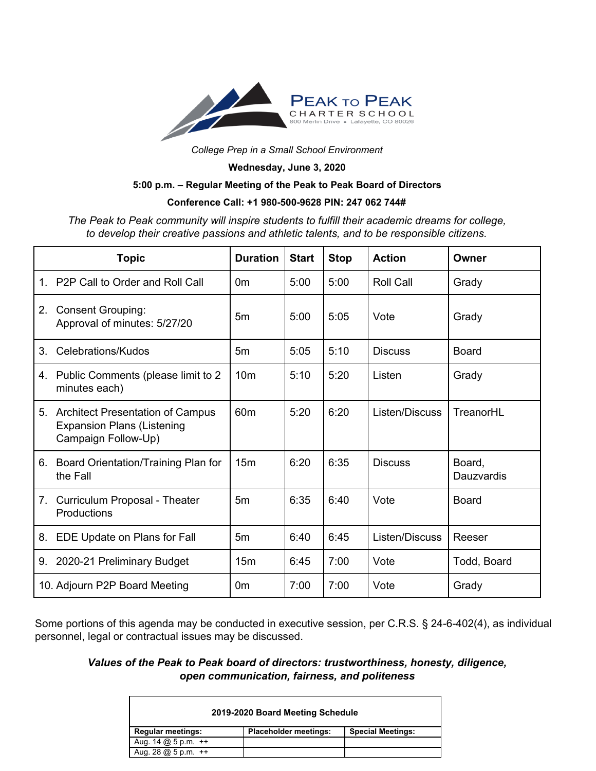**PEAK TO PEAK**
CHARTER SCHOOL
800 Merlin Drive • Lafayette, CO 80026

*College Prep in a Small School Environment*

**Wednesday, June 3, 2020**

**5:00 p.m. – Regular Meeting of the Peak to Peak Board of Directors**

**Conference Call: +1 980-500-9628 PIN: 247 062 744#**

*The Peak to Peak community will inspire students to fulfill their academic dreams for college, to develop their creative passions and athletic talents, and to be responsible citizens.*

| Topic | Duration | Start | Stop | Action | Owner |
|---|---|---|---|---|---|
| 1. P2P Call to Order and Roll Call | 0m | 5:00 | 5:00 | Roll Call | Grady |
| 2. Consent Grouping: Approval of minutes: 5/27/20 | 5m | 5:00 | 5:05 | Vote | Grady |
| 3. Celebrations/Kudos | 5m | 5:05 | 5:10 | Discuss | Board |
| 4. Public Comments (please limit to 2 minutes each) | 10m | 5:10 | 5:20 | Listen | Grady |
| 5. Architect Presentation of Campus Expansion Plans (Listening Campaign Follow-Up) | 60m | 5:20 | 6:20 | Listen/Discuss | TreanorHL |
| 6. Board Orientation/Training Plan for the Fall | 15m | 6:20 | 6:35 | Discuss | Board, Dauzvardis |
| 7. Curriculum Proposal - Theater Productions | 5m | 6:35 | 6:40 | Vote | Board |
| 8. EDE Update on Plans for Fall | 5m | 6:40 | 6:45 | Listen/Discuss | Reeser |
| 9. 2020-21 Preliminary Budget | 15m | 6:45 | 7:00 | Vote | Todd, Board |
| 10. Adjourn P2P Board Meeting | 0m | 7:00 | 7:00 | Vote | Grady |

Some portions of this agenda may be conducted in executive session, per C.R.S. § 24-6-402(4), as individual personnel, legal or contractual issues may be discussed.

***Values of the Peak to Peak board of directors: trustworthiness, honesty, diligence, open communication, fairness, and politeness***

**2019-2020 Board Meeting Schedule**

| Regular meetings: | Placeholder meetings: | Special Meetings: |
|---|---|---|
| Aug. 14 @ 5 p.m. ++ | | |
| Aug. 28 @ 5 p.m. ++ | | |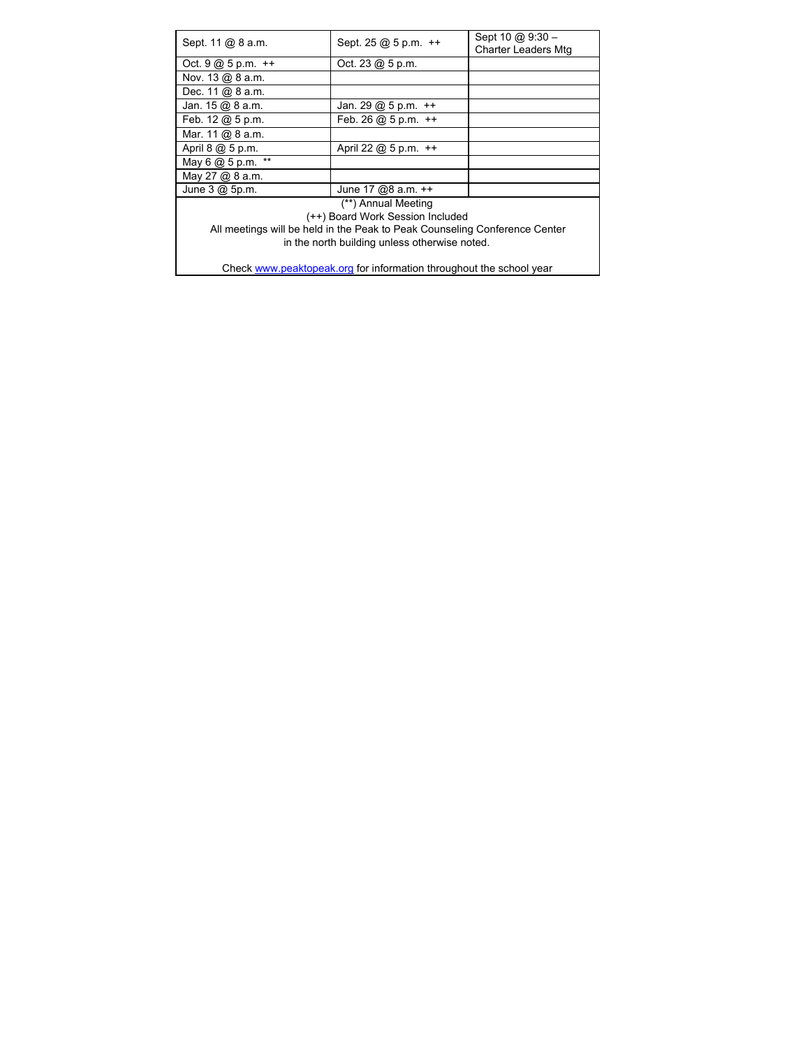| | | |
|---|---|---|
| Sept. 11 @ 8 a.m. | Sept. 25 @ 5 p.m. ++ | Sept 10 @ 9:30 – Charter Leaders Mtg |
| Oct. 9 @ 5 p.m. ++ | Oct. 23 @ 5 p.m. | |
| Nov. 13 @ 8 a.m. | | |
| Dec. 11 @ 8 a.m. | | |
| Jan. 15 @ 8 a.m. | Jan. 29 @ 5 p.m. ++ | |
| Feb. 12 @ 5 p.m. | Feb. 26 @ 5 p.m. ++ | |
| Mar. 11 @ 8 a.m. | | |
| April 8 @ 5 p.m. | April 22 @ 5 p.m. ++ | |
| May 6 @ 5 p.m. ** | | |
| May 27 @ 8 a.m. | | |
| June 3 @ 5p.m. | June 17 @8 a.m. ++ | |

(**) Annual Meeting
(++) Board Work Session Included
All meetings will be held in the Peak to Peak Counseling Conference Center in the north building unless otherwise noted.

Check www.peaktopeak.org for information throughout the school year